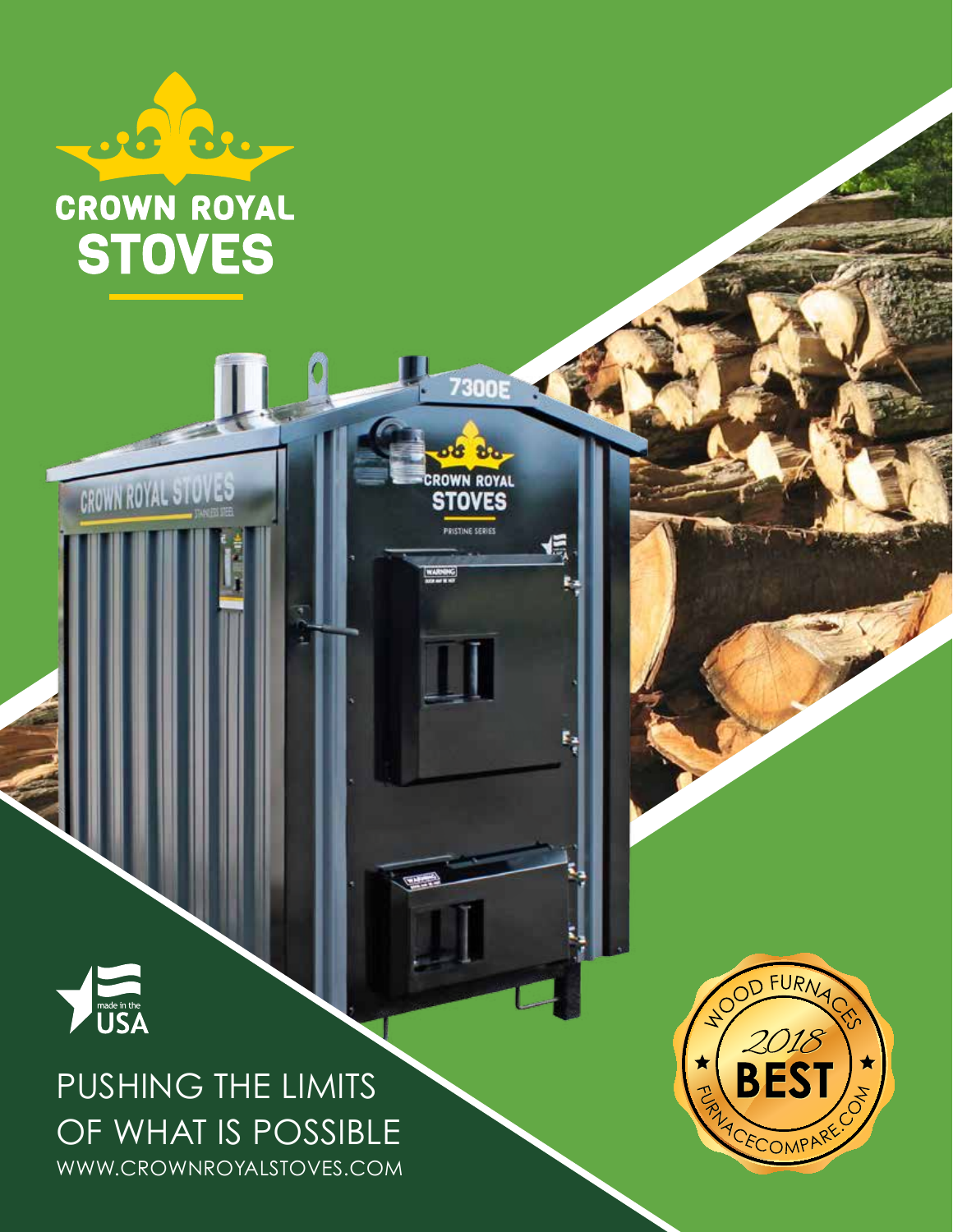# CROWN ROYAL STOVES

PUSHING THE LIMITS
OF WHAT IS POSSIBLE

WWW.CROWNROYALSTOVES.COM

made in the USA

WOOD FURNACES 2018 BEST FURNACECOMPARE.COM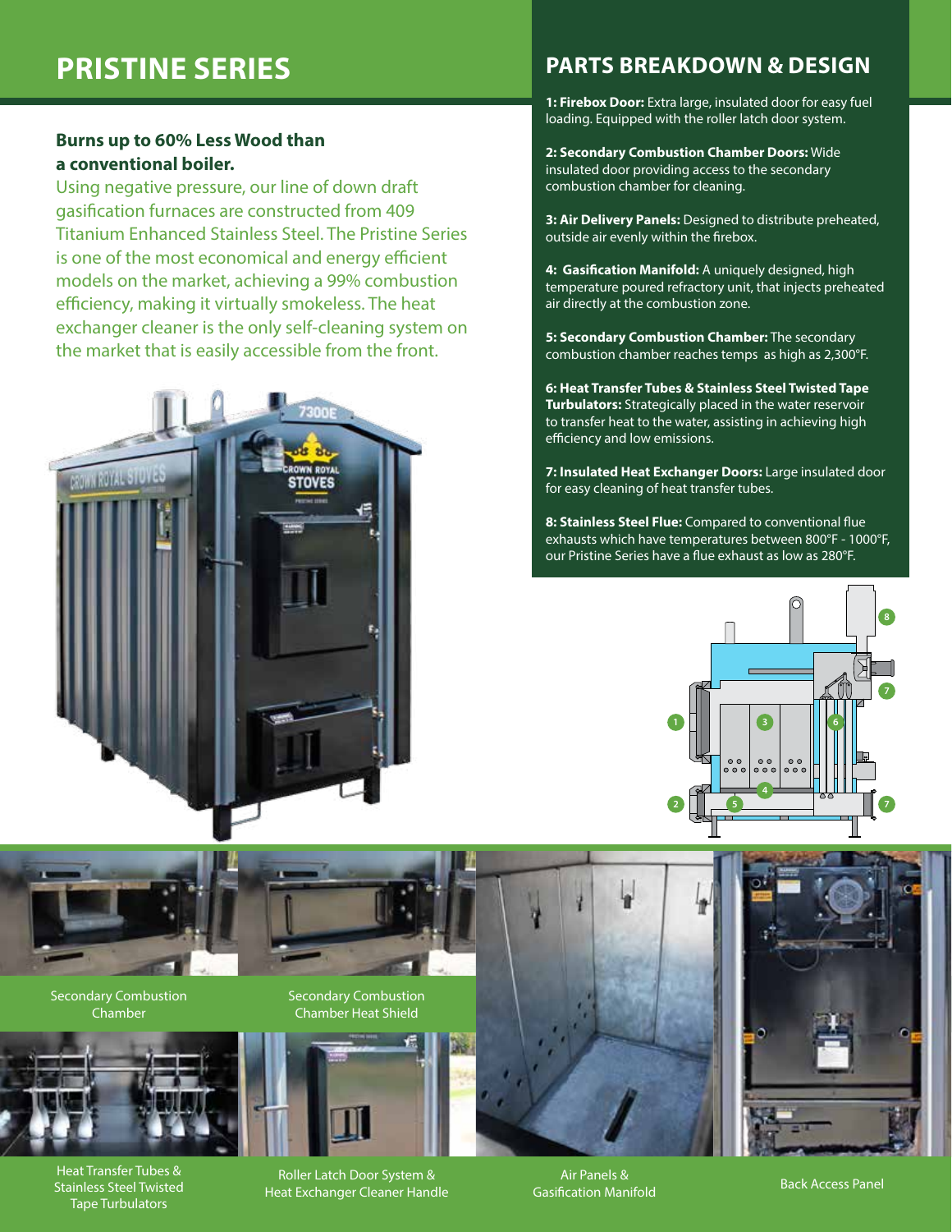# PRISTINE SERIES

**Burns up to 60% Less Wood than a conventional boiler.**

Using negative pressure, our line of down draft gasification furnaces are constructed from 409 Titanium Enhanced Stainless Steel. The Pristine Series is one of the most economical and energy efficient models on the market, achieving a 99% combustion efficiency, making it virtually smokeless. The heat exchanger cleaner is the only self-cleaning system on the market that is easily accessible from the front.

# PARTS BREAKDOWN & DESIGN

**1: Firebox Door:** Extra large, insulated door for easy fuel loading. Equipped with the roller latch door system.

**2: Secondary Combustion Chamber Doors:** Wide insulated door providing access to the secondary combustion chamber for cleaning.

**3: Air Delivery Panels:** Designed to distribute preheated, outside air evenly within the firebox.

**4: Gasification Manifold:** A uniquely designed, high temperature poured refractory unit, that injects preheated air directly at the combustion zone.

**5: Secondary Combustion Chamber:** The secondary combustion chamber reaches temps as high as 2,300°F.

**6: Heat Transfer Tubes & Stainless Steel Twisted Tape Turbulators:** Strategically placed in the water reservoir to transfer heat to the water, assisting in achieving high efficiency and low emissions.

**7: Insulated Heat Exchanger Doors:** Large insulated door for easy cleaning of heat transfer tubes.

**8: Stainless Steel Flue:** Compared to conventional flue exhausts which have temperatures between 800°F - 1000°F, our Pristine Series have a flue exhaust as low as 280°F.

Secondary Combustion Chamber

Secondary Combustion Chamber Heat Shield

Air Panels & Gasification Manifold

Back Access Panel

Heat Transfer Tubes & Stainless Steel Twisted Tape Turbulators

Roller Latch Door System & Heat Exchanger Cleaner Handle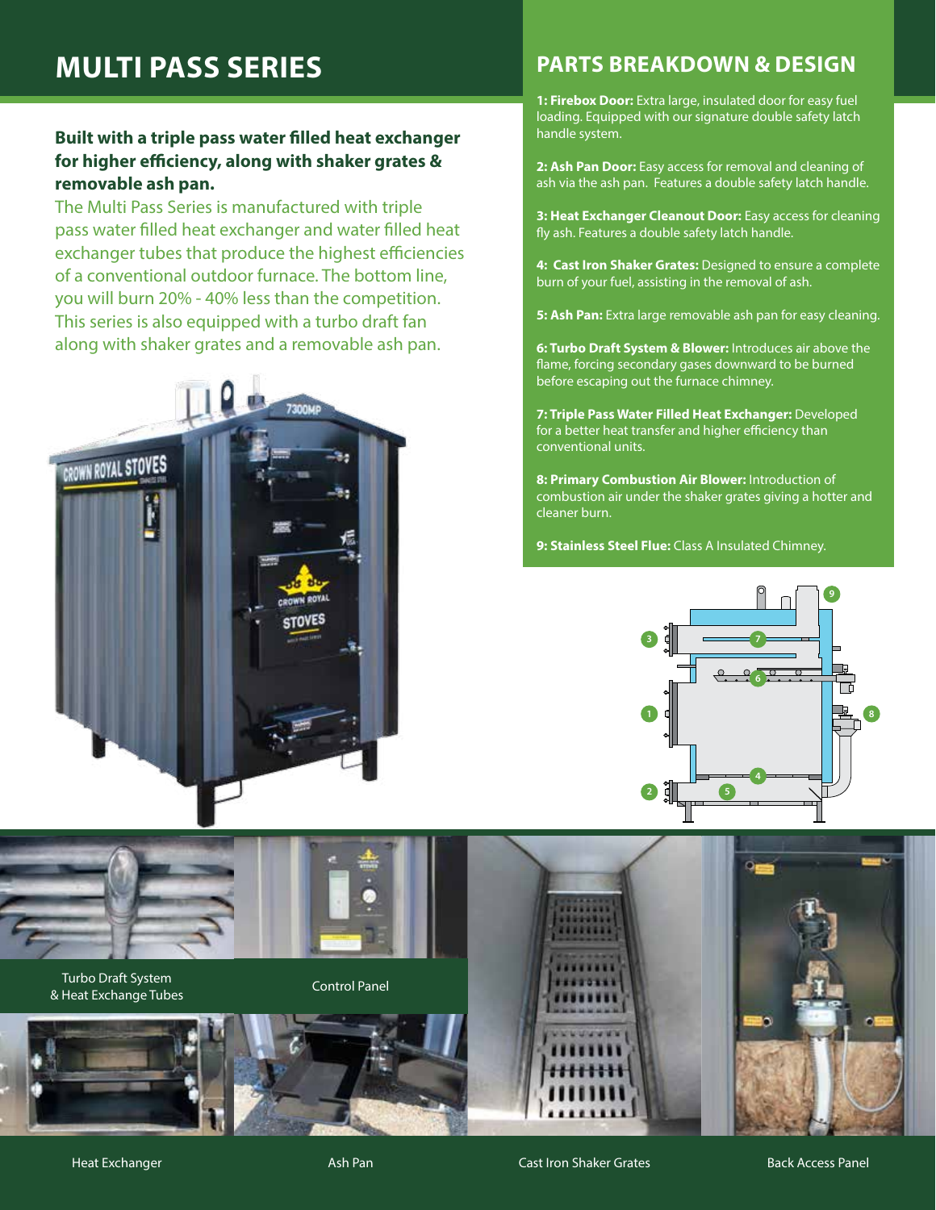## MULTI PASS SERIES

**Built with a triple pass water filled heat exchanger for higher efficiency, along with shaker grates & removable ash pan.**

The Multi Pass Series is manufactured with triple pass water filled heat exchanger and water filled heat exchanger tubes that produce the highest efficiencies of a conventional outdoor furnace. The bottom line, you will burn 20% - 40% less than the competition. This series is also equipped with a turbo draft fan along with shaker grates and a removable ash pan.

## PARTS BREAKDOWN & DESIGN

**1: Firebox Door:** Extra large, insulated door for easy fuel loading. Equipped with our signature double safety latch handle system.

**2: Ash Pan Door:** Easy access for removal and cleaning of ash via the ash pan. Features a double safety latch handle.

**3: Heat Exchanger Cleanout Door:** Easy access for cleaning fly ash. Features a double safety latch handle.

**4: Cast Iron Shaker Grates:** Designed to ensure a complete burn of your fuel, assisting in the removal of ash.

**5: Ash Pan:** Extra large removable ash pan for easy cleaning.

**6: Turbo Draft System & Blower:** Introduces air above the flame, forcing secondary gases downward to be burned before escaping out the furnace chimney.

**7: Triple Pass Water Filled Heat Exchanger:** Developed for a better heat transfer and higher efficiency than conventional units.

**8: Primary Combustion Air Blower:** Introduction of combustion air under the shaker grates giving a hotter and cleaner burn.

**9: Stainless Steel Flue:** Class A Insulated Chimney.

Turbo Draft System & Heat Exchange Tubes

Control Panel

Heat Exchanger

Ash Pan

Cast Iron Shaker Grates

Back Access Panel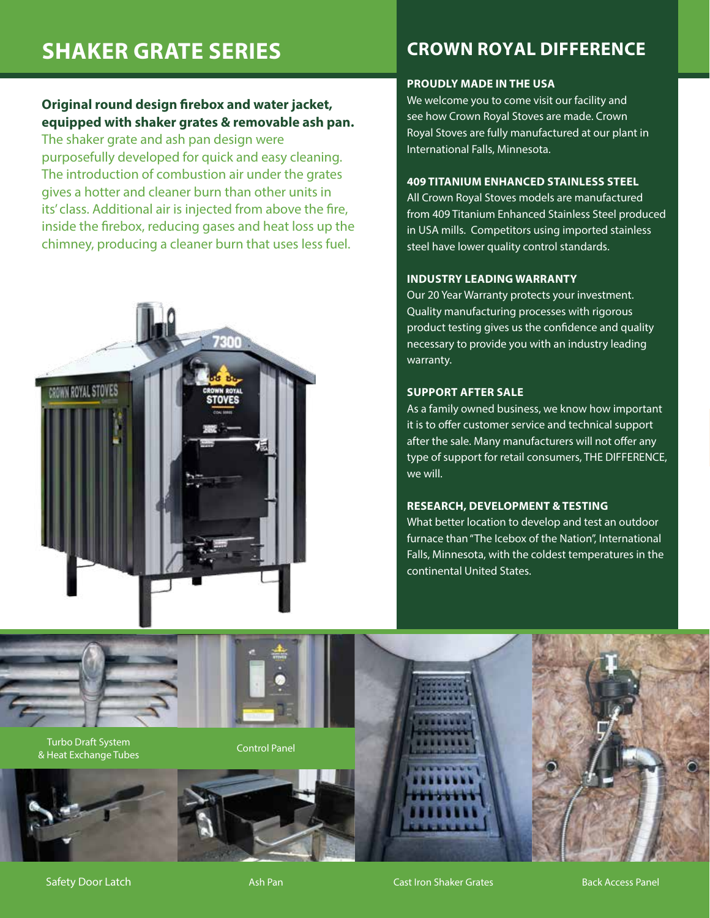## SHAKER GRATE SERIES

**Original round design firebox and water jacket, equipped with shaker grates & removable ash pan.**

The shaker grate and ash pan design were purposefully developed for quick and easy cleaning. The introduction of combustion air under the grates gives a hotter and cleaner burn than other units in its' class. Additional air is injected from above the fire, inside the firebox, reducing gases and heat loss up the chimney, producing a cleaner burn that uses less fuel.

## CROWN ROYAL DIFFERENCE

### PROUDLY MADE IN THE USA

We welcome you to come visit our facility and see how Crown Royal Stoves are made. Crown Royal Stoves are fully manufactured at our plant in International Falls, Minnesota.

### 409 TITANIUM ENHANCED STAINLESS STEEL

All Crown Royal Stoves models are manufactured from 409 Titanium Enhanced Stainless Steel produced in USA mills. Competitors using imported stainless steel have lower quality control standards.

### INDUSTRY LEADING WARRANTY

Our 20 Year Warranty protects your investment. Quality manufacturing processes with rigorous product testing gives us the confidence and quality necessary to provide you with an industry leading warranty.

### SUPPORT AFTER SALE

As a family owned business, we know how important it is to offer customer service and technical support after the sale. Many manufacturers will not offer any type of support for retail consumers, THE DIFFERENCE, we will.

### RESEARCH, DEVELOPMENT & TESTING

What better location to develop and test an outdoor furnace than "The Icebox of the Nation", International Falls, Minnesota, with the coldest temperatures in the continental United States.

Turbo Draft System & Heat Exchange Tubes

Control Panel

Safety Door Latch

Ash Pan

Cast Iron Shaker Grates

Back Access Panel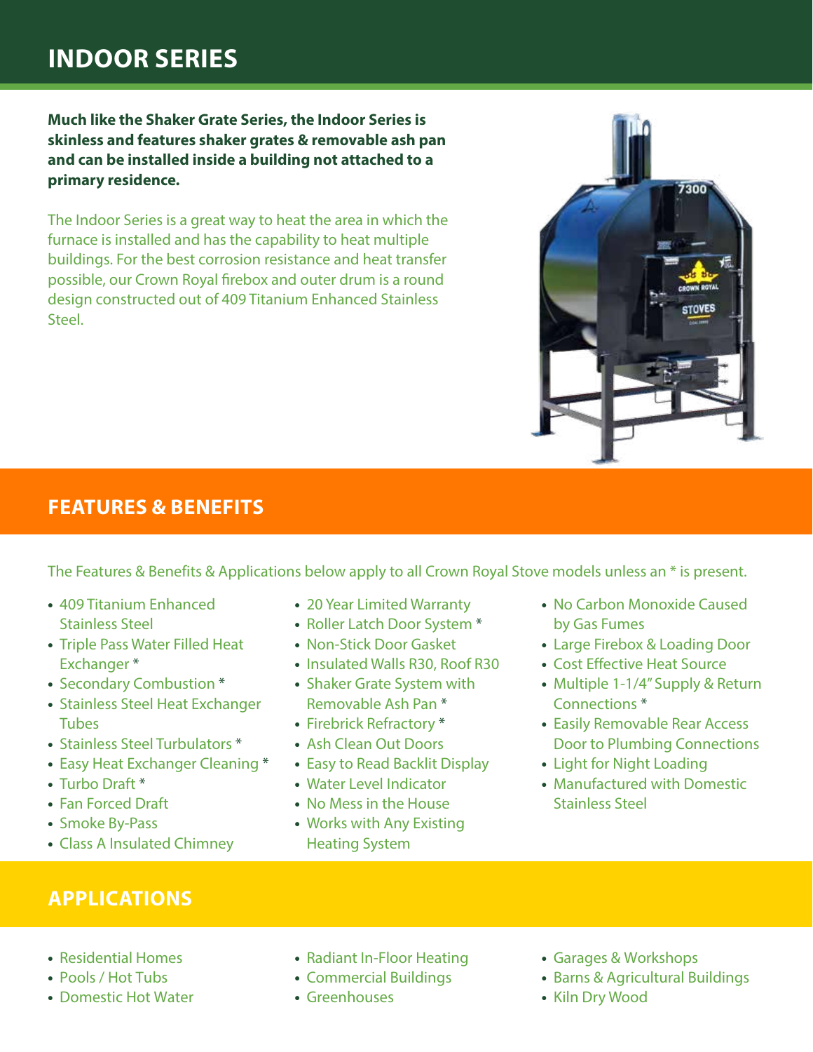# INDOOR SERIES

**Much like the Shaker Grate Series, the Indoor Series is skinless and features shaker grates & removable ash pan and can be installed inside a building not attached to a primary residence.**

The Indoor Series is a great way to heat the area in which the furnace is installed and has the capability to heat multiple buildings. For the best corrosion resistance and heat transfer possible, our Crown Royal firebox and outer drum is a round design constructed out of 409 Titanium Enhanced Stainless Steel.

## FEATURES & BENEFITS

The Features & Benefits & Applications below apply to all Crown Royal Stove models unless an * is present.

- 409 Titanium Enhanced Stainless Steel
- Triple Pass Water Filled Heat Exchanger *
- Secondary Combustion *
- Stainless Steel Heat Exchanger Tubes
- Stainless Steel Turbulators *
- Easy Heat Exchanger Cleaning *
- Turbo Draft *
- Fan Forced Draft
- Smoke By-Pass
- Class A Insulated Chimney
- 20 Year Limited Warranty
- Roller Latch Door System *
- Non-Stick Door Gasket
- Insulated Walls R30, Roof R30
- Shaker Grate System with Removable Ash Pan *
- Firebrick Refractory *
- Ash Clean Out Doors
- Easy to Read Backlit Display
- Water Level Indicator
- No Mess in the House
- Works with Any Existing Heating System
- No Carbon Monoxide Caused by Gas Fumes
- Large Firebox & Loading Door
- Cost Effective Heat Source
- Multiple 1-1/4" Supply & Return Connections *
- Easily Removable Rear Access Door to Plumbing Connections
- Light for Night Loading
- Manufactured with Domestic Stainless Steel

## APPLICATIONS

- Residential Homes
- Pools / Hot Tubs
- Domestic Hot Water
- Radiant In-Floor Heating
- Commercial Buildings
- Greenhouses
- Garages & Workshops
- Barns & Agricultural Buildings
- Kiln Dry Wood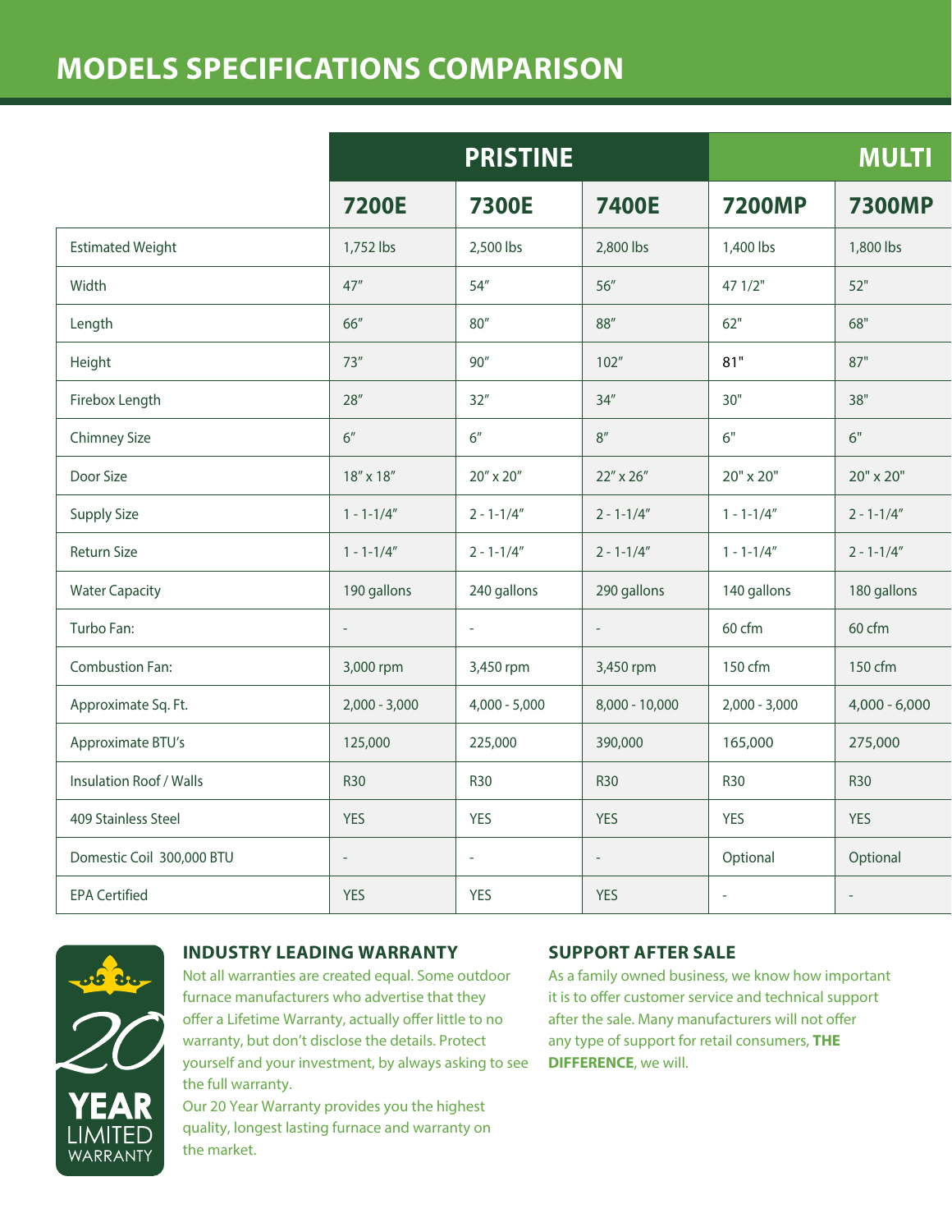# MODELS SPECIFICATIONS COMPARISON

| | PRISTINE | | | MULTI | |
|---|---|---|---|---|---|
| | 7200E | 7300E | 7400E | 7200MP | 7300MP |
| Estimated Weight | 1,752 lbs | 2,500 lbs | 2,800 lbs | 1,400 lbs | 1,800 lbs |
| Width | 47″ | 54″ | 56″ | 47 1/2" | 52" |
| Length | 66″ | 80″ | 88″ | 62" | 68" |
| Height | 73″ | 90″ | 102″ | 81" | 87" |
| Firebox Length | 28″ | 32″ | 34″ | 30" | 38" |
| Chimney Size | 6″ | 6″ | 8″ | 6" | 6" |
| Door Size | 18″ x 18″ | 20″ x 20″ | 22″ x 26″ | 20" x 20" | 20" x 20" |
| Supply Size | 1 - 1-1/4″ | 2 - 1-1/4″ | 2 - 1-1/4″ | 1 - 1-1/4″ | 2 - 1-1/4″ |
| Return Size | 1 - 1-1/4″ | 2 - 1-1/4″ | 2 - 1-1/4″ | 1 - 1-1/4″ | 2 - 1-1/4″ |
| Water Capacity | 190 gallons | 240 gallons | 290 gallons | 140 gallons | 180 gallons |
| Turbo Fan: | - | - | - | 60 cfm | 60 cfm |
| Combustion Fan: | 3,000 rpm | 3,450 rpm | 3,450 rpm | 150 cfm | 150 cfm |
| Approximate Sq. Ft. | 2,000 - 3,000 | 4,000 - 5,000 | 8,000 - 10,000 | 2,000 - 3,000 | 4,000 - 6,000 |
| Approximate BTU's | 125,000 | 225,000 | 390,000 | 165,000 | 275,000 |
| Insulation Roof / Walls | R30 | R30 | R30 | R30 | R30 |
| 409 Stainless Steel | YES | YES | YES | YES | YES |
| Domestic Coil 300,000 BTU | - | - | - | Optional | Optional |
| EPA Certified | YES | YES | YES | - | - |

20 YEAR LIMITED WARRANTY

## INDUSTRY LEADING WARRANTY

Not all warranties are created equal. Some outdoor furnace manufacturers who advertise that they offer a Lifetime Warranty, actually offer little to no warranty, but don't disclose the details. Protect yourself and your investment, by always asking to see the full warranty.

Our 20 Year Warranty provides you the highest quality, longest lasting furnace and warranty on the market.

## SUPPORT AFTER SALE

As a family owned business, we know how important it is to offer customer service and technical support after the sale. Many manufacturers will not offer any type of support for retail consumers, **THE DIFFERENCE**, we will.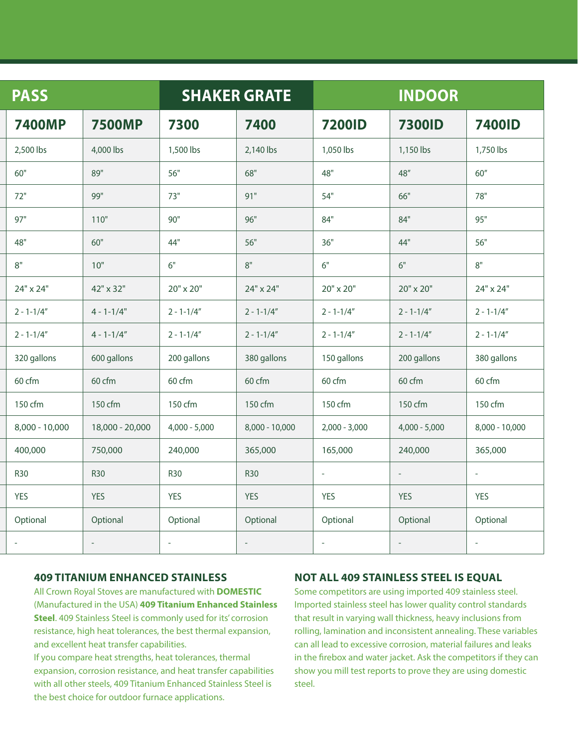| PASS | | SHAKER GRATE | | INDOOR | | |
|---|---|---|---|---|---|---|
| **7400MP** | **7500MP** | **7300** | **7400** | **7200ID** | **7300ID** | **7400ID** |
| 2,500 lbs | 4,000 lbs | 1,500 lbs | 2,140 lbs | 1,050 lbs | 1,150 lbs | 1,750 lbs |
| 60" | 89" | 56" | 68" | 48" | 48″ | 60″ |
| 72" | 99" | 73" | 91" | 54" | 66" | 78" |
| 97" | 110" | 90" | 96" | 84" | 84" | 95" |
| 48" | 60" | 44" | 56" | 36" | 44" | 56" |
| 8" | 10" | 6" | 8" | 6" | 6" | 8" |
| 24" x 24" | 42" x 32" | 20" x 20" | 24" x 24" | 20" x 20" | 20" x 20" | 24" x 24" |
| 2 - 1-1/4″ | 4 - 1-1/4" | 2 - 1-1/4″ | 2 - 1-1/4″ | 2 - 1-1/4″ | 2 - 1-1/4″ | 2 - 1-1/4″ |
| 2 - 1-1/4″ | 4 - 1-1/4″ | 2 - 1-1/4″ | 2 - 1-1/4″ | 2 - 1-1/4″ | 2 - 1-1/4″ | 2 - 1-1/4″ |
| 320 gallons | 600 gallons | 200 gallons | 380 gallons | 150 gallons | 200 gallons | 380 gallons |
| 60 cfm | 60 cfm | 60 cfm | 60 cfm | 60 cfm | 60 cfm | 60 cfm |
| 150 cfm | 150 cfm | 150 cfm | 150 cfm | 150 cfm | 150 cfm | 150 cfm |
| 8,000 - 10,000 | 18,000 - 20,000 | 4,000 - 5,000 | 8,000 - 10,000 | 2,000 - 3,000 | 4,000 - 5,000 | 8,000 - 10,000 |
| 400,000 | 750,000 | 240,000 | 365,000 | 165,000 | 240,000 | 365,000 |
| R30 | R30 | R30 | R30 | - | - | - |
| YES | YES | YES | YES | YES | YES | YES |
| Optional | Optional | Optional | Optional | Optional | Optional | Optional |
| - | - | - | - | - | - | - |

### 409 TITANIUM ENHANCED STAINLESS

All Crown Royal Stoves are manufactured with **DOMESTIC** (Manufactured in the USA) **409 Titanium Enhanced Stainless Steel**. 409 Stainless Steel is commonly used for its' corrosion resistance, high heat tolerances, the best thermal expansion, and excellent heat transfer capabilities.
If you compare heat strengths, heat tolerances, thermal expansion, corrosion resistance, and heat transfer capabilities with all other steels, 409 Titanium Enhanced Stainless Steel is the best choice for outdoor furnace applications.

### NOT ALL 409 STAINLESS STEEL IS EQUAL

Some competitors are using imported 409 stainless steel. Imported stainless steel has lower quality control standards that result in varying wall thickness, heavy inclusions from rolling, lamination and inconsistent annealing. These variables can all lead to excessive corrosion, material failures and leaks in the firebox and water jacket. Ask the competitors if they can show you mill test reports to prove they are using domestic steel.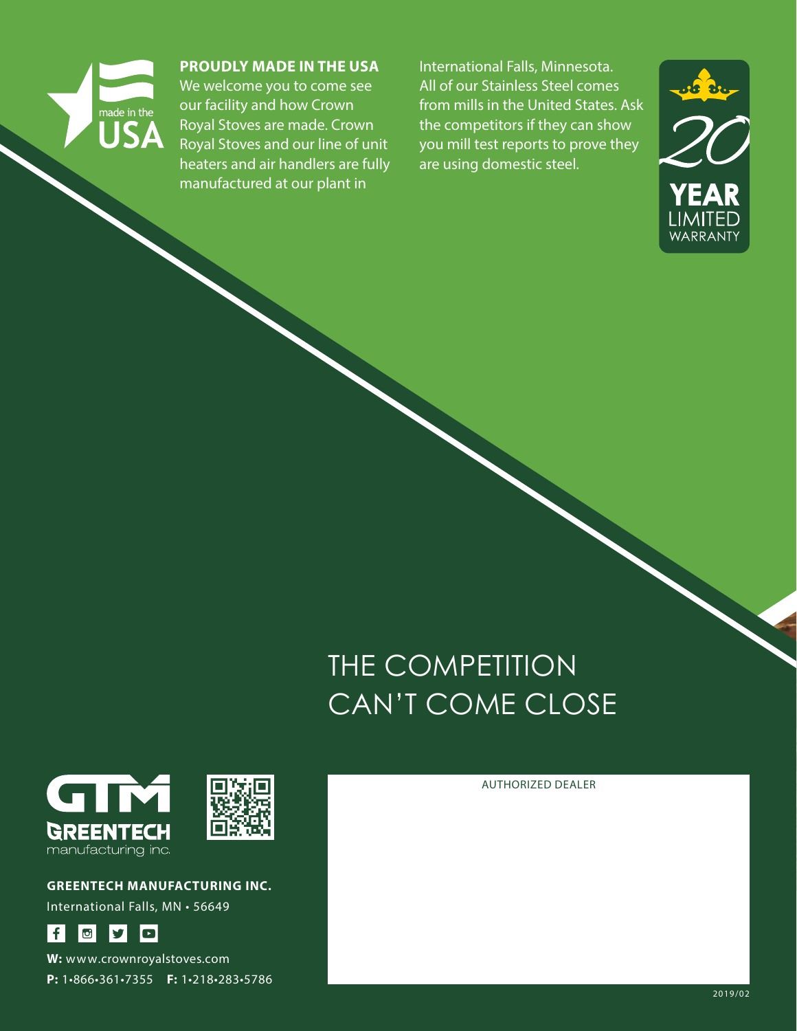made in the USA

## PROUDLY MADE IN THE USA

We welcome you to come see our facility and how Crown Royal Stoves are made. Crown Royal Stoves and our line of unit heaters and air handlers are fully manufactured at our plant in International Falls, Minnesota. All of our Stainless Steel comes from mills in the United States. Ask the competitors if they can show you mill test reports to prove they are using domestic steel.

20 YEAR LIMITED WARRANTY

# THE COMPETITION CAN'T COME CLOSE

GTM GREENTECH manufacturing inc.

**GREENTECH MANUFACTURING INC.**
International Falls, MN • 56649

**W:** www.crownroyalstoves.com
**P:** 1•866•361•7355 **F:** 1•218•283•5786

AUTHORIZED DEALER

2019/02